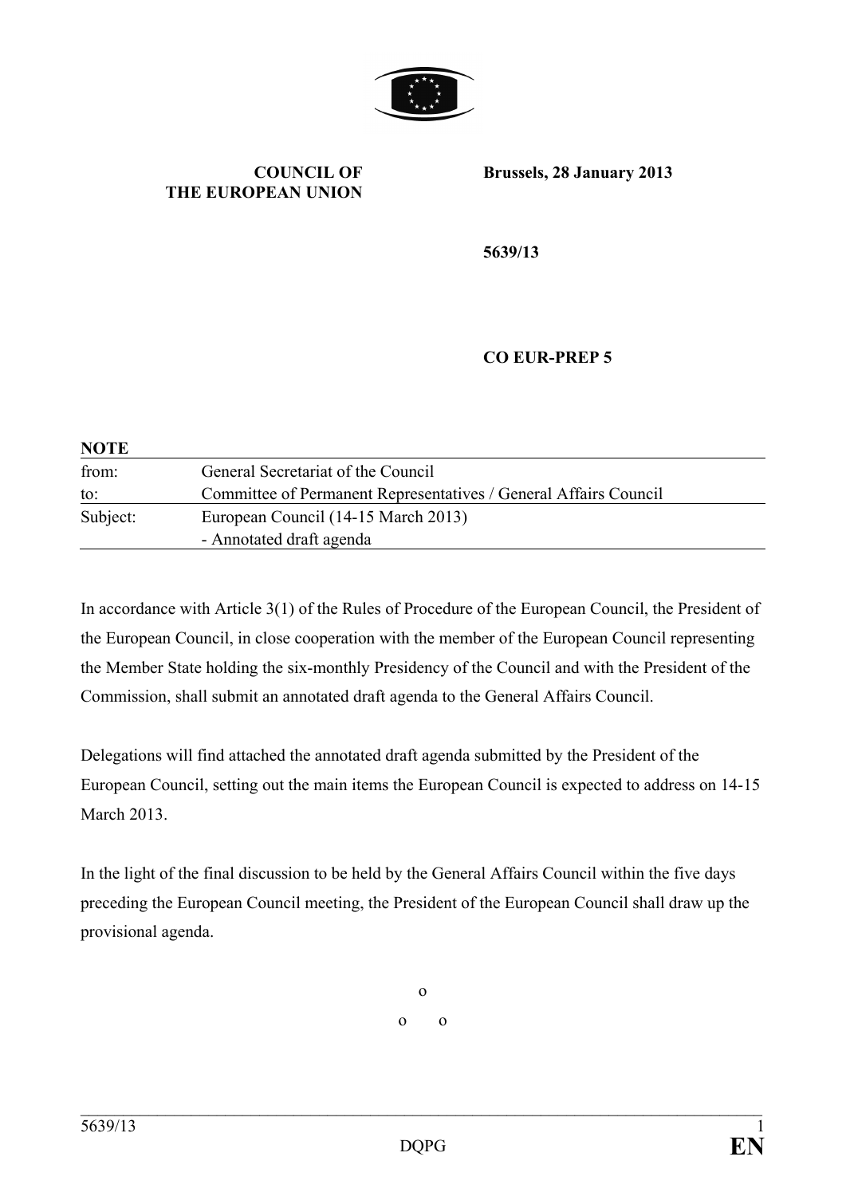**COUNCIL OF THE EUROPEAN UNION**

**Brussels, 28 January 2013**

**5639/13**

**CO EUR-PREP 5**

**NOTE**

| | |
|---|---|
| from: | General Secretariat of the Council |
| to: | Committee of Permanent Representatives / General Affairs Council |
| Subject: | European Council (14-15 March 2013)<br>- Annotated draft agenda |

In accordance with Article 3(1) of the Rules of Procedure of the European Council, the President of the European Council, in close cooperation with the member of the European Council representing the Member State holding the six-monthly Presidency of the Council and with the President of the Commission, shall submit an annotated draft agenda to the General Affairs Council.

Delegations will find attached the annotated draft agenda submitted by the President of the European Council, setting out the main items the European Council is expected to address on 14-15 March 2013.

In the light of the final discussion to be held by the General Affairs Council within the five days preceding the European Council meeting, the President of the European Council shall draw up the provisional agenda.

o

o o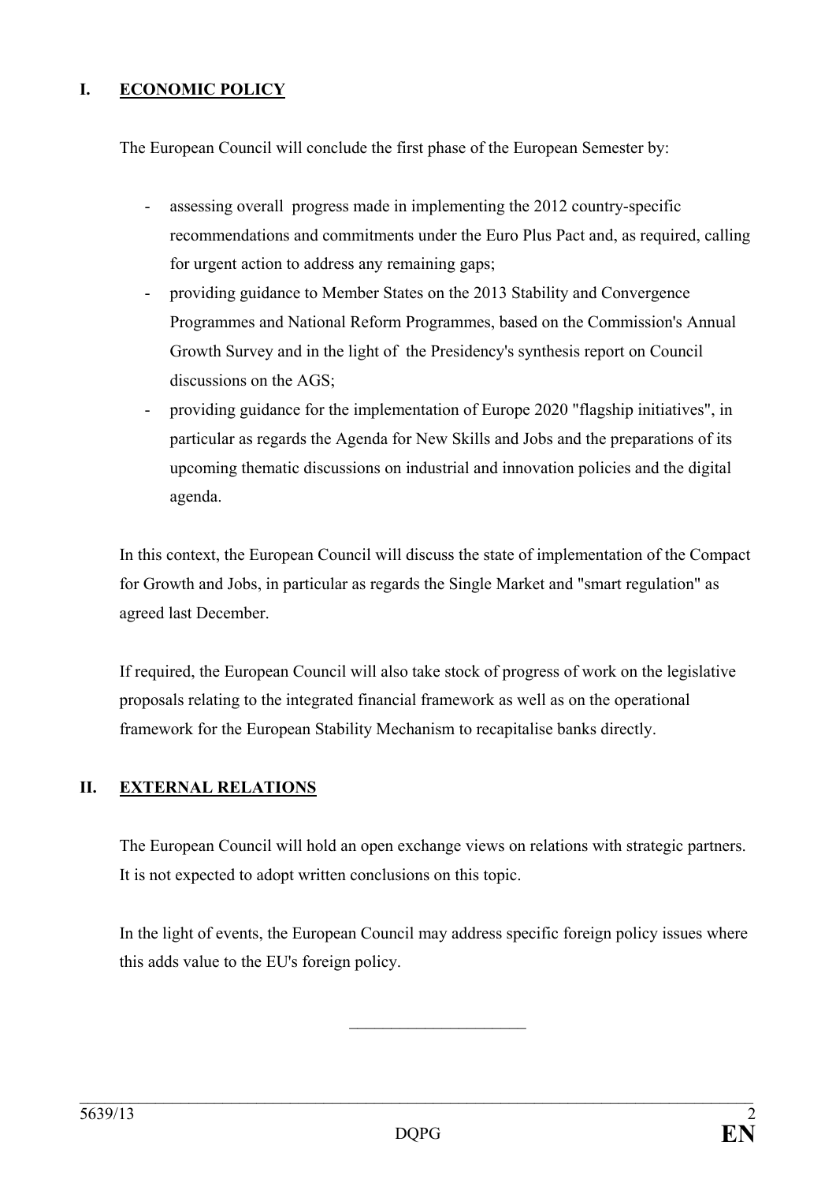## I. ECONOMIC POLICY

The European Council will conclude the first phase of the European Semester by:

- assessing overall progress made in implementing the 2012 country-specific recommendations and commitments under the Euro Plus Pact and, as required, calling for urgent action to address any remaining gaps;
- providing guidance to Member States on the 2013 Stability and Convergence Programmes and National Reform Programmes, based on the Commission's Annual Growth Survey and in the light of the Presidency's synthesis report on Council discussions on the AGS;
- providing guidance for the implementation of Europe 2020 "flagship initiatives", in particular as regards the Agenda for New Skills and Jobs and the preparations of its upcoming thematic discussions on industrial and innovation policies and the digital agenda.

In this context, the European Council will discuss the state of implementation of the Compact for Growth and Jobs, in particular as regards the Single Market and "smart regulation" as agreed last December.

If required, the European Council will also take stock of progress of work on the legislative proposals relating to the integrated financial framework as well as on the operational framework for the European Stability Mechanism to recapitalise banks directly.

## II. EXTERNAL RELATIONS

The European Council will hold an open exchange views on relations with strategic partners. It is not expected to adopt written conclusions on this topic.

In the light of events, the European Council may address specific foreign policy issues where this adds value to the EU's foreign policy.

______________________